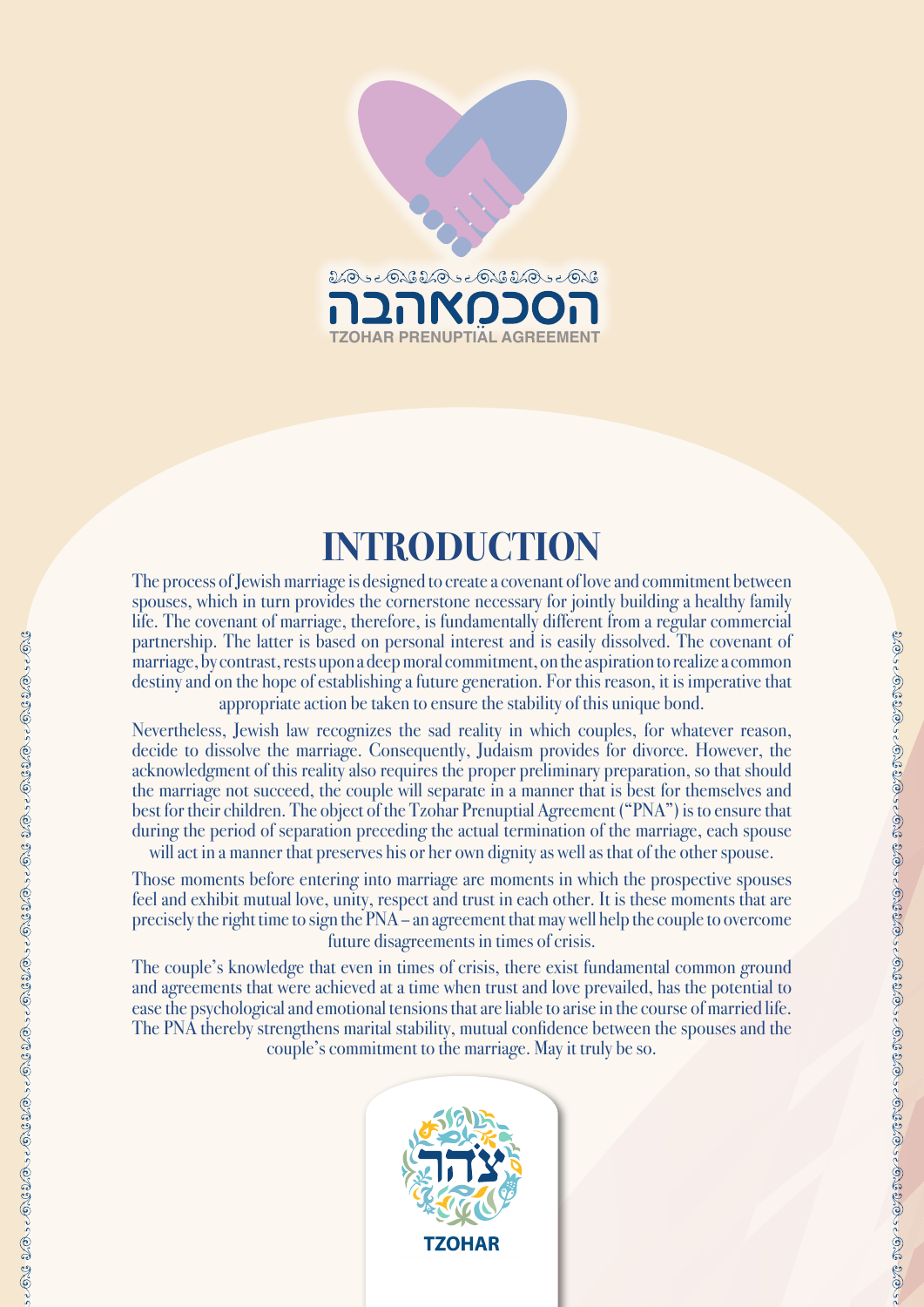הסכמאהבה

TZOHAR PRENUPTIAL AGREEMENT

# INTRODUCTION

The process of Jewish marriage is designed to create a covenant of love and commitment between spouses, which in turn provides the cornerstone necessary for jointly building a healthy family life. The covenant of marriage, therefore, is fundamentally different from a regular commercial partnership. The latter is based on personal interest and is easily dissolved. The covenant of marriage, by contrast, rests upon a deep moral commitment, on the aspiration to realize a common destiny and on the hope of establishing a future generation. For this reason, it is imperative that appropriate action be taken to ensure the stability of this unique bond.

Nevertheless, Jewish law recognizes the sad reality in which couples, for whatever reason, decide to dissolve the marriage. Consequently, Judaism provides for divorce. However, the acknowledgment of this reality also requires the proper preliminary preparation, so that should the marriage not succeed, the couple will separate in a manner that is best for themselves and best for their children. The object of the Tzohar Prenuptial Agreement ("PNA") is to ensure that during the period of separation preceding the actual termination of the marriage, each spouse will act in a manner that preserves his or her own dignity as well as that of the other spouse.

Those moments before entering into marriage are moments in which the prospective spouses feel and exhibit mutual love, unity, respect and trust in each other. It is these moments that are precisely the right time to sign the PNA – an agreement that may well help the couple to overcome future disagreements in times of crisis.

The couple's knowledge that even in times of crisis, there exist fundamental common ground and agreements that were achieved at a time when trust and love prevailed, has the potential to ease the psychological and emotional tensions that are liable to arise in the course of married life. The PNA thereby strengthens marital stability, mutual confidence between the spouses and the couple's commitment to the marriage. May it truly be so.

צֹהַר

TZOHAR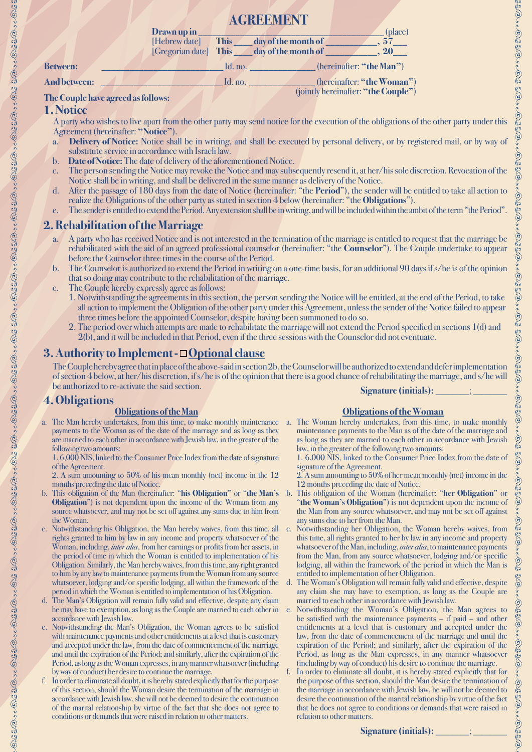# AGREEMENT

Drawn up in ________________________________ (place)
[Hebrew date] This ____ day of the month of __________, 57___
[Gregorian date] This ____ day of the month of __________, 20___

**Between:** ______________________ Id. no. ______________ (hereinafter: **"the Man"**)

**And between:** ______________________ Id. no. ______________ (hereinafter: **"the Woman"**)
(jointly hereinafter: **"the Couple"**)

**The Couple have agreed as follows:**

## 1. Notice

A party who wishes to live apart from the other party may send notice for the execution of the obligations of the other party under this Agreement (hereinafter: **"Notice"**).

a. **Delivery of Notice:** Notice shall be in writing, and shall be executed by personal delivery, or by registered mail, or by way of substitute service in accordance with Israeli law.

b. **Date of Notice:** The date of delivery of the aforementioned Notice.

c. The person sending the Notice may revoke the Notice and may subsequently resend it, at her/his sole discretion. Revocation of the Notice shall be in writing, and shall be delivered in the same manner as delivery of the Notice.

d. After the passage of 180 days from the date of Notice (hereinafter: "the **Period**"), the sender will be entitled to take all action to realize the Obligations of the other party as stated in section 4 below (hereinafter: "the **Obligations**").

e. The sender is entitled to extend the Period. Any extension shall be in writing, and will be included within the ambit of the term "the Period".

## 2. Rehabilitation of the Marriage

a. A party who has received Notice and is not interested in the termination of the marriage is entitled to request that the marriage be rehabilitated with the aid of an agreed professional counselor (hereinafter: "the **Counselor**"). The Couple undertake to appear before the Counselor three times in the course of the Period.

b. The Counselor is authorized to extend the Period in writing on a one-time basis, for an additional 90 days if s/he is of the opinion that so doing may contribute to the rehabilitation of the marriage.

c. The Couple hereby expressly agree as follows:

1. Notwithstanding the agreements in this section, the person sending the Notice will be entitled, at the end of the Period, to take all action to implement the Obligation of the other party under this Agreement, unless the sender of the Notice failed to appear three times before the appointed Counselor, despite having been summoned to do so.
2. The period over which attempts are made to rehabilitate the marriage will not extend the Period specified in sections 1(d) and 2(b), and it will be included in that Period, even if the three sessions with the Counselor did not eventuate.

## 3. Authority to Implement - ☐ Optional clause

The Couple hereby agree that in place of the above-said in section 2b, the Counselor will be authorized to extend and defer implementation of section 4 below, at her/his discretion, if s/he is of the opinion that there is a good chance of rehabilitating the marriage, and s/he will be authorized to re-activate the said section.

**Signature (initials):** _______; _______

## 4. Obligations

### Obligations of the Man

a. The Man hereby undertakes, from this time, to make monthly maintenance payments to the Woman as of the date of the marriage and as long as they are married to each other in accordance with Jewish law, in the greater of the following two amounts:

1. 6,000 NIS, linked to the Consumer Price Index from the date of signature of the Agreement.
2. A sum amounting to 50% of his mean monthly (net) income in the 12 months preceding the date of Notice.

b. This obligation of the Man (hereinafter: "**his Obligation**" or "**the Man's Obligation**") is not dependent upon the income of the Woman from any source whatsoever, and may not be set off against any sums due to him from the Woman.

c. Notwithstanding his Obligation, the Man hereby waives, from this time, all rights granted to him by law in any income and property whatsoever of the Woman, including, *inter alia*, from her earnings or profits from her assets, in the period of time in which the Woman is entitled to implementation of his Obligation. Similarly, the Man hereby waives, from this time, any right granted to him by any law to maintenance payments from the Woman from any source whatsoever, lodging and/or specific lodging, all within the framework of the period in which the Woman is entitled to implementation of his Obligation.

d. The Man's Obligation will remain fully valid and effective, despite any claim he may have to exemption, as long as the Couple are married to each other in accordance with Jewish law.

e. Notwithstanding the Man's Obligation, the Woman agrees to be satisfied with maintenance payments and other entitlements at a level that is customary and accepted under the law, from the date of commencement of the marriage and until the expiration of the Period; and similarly, after the expiration of the Period, as long as the Woman expresses, in any manner whatsoever (including by way of conduct) her desire to continue the marriage.

f. In order to eliminate all doubt, it is hereby stated explicitly that for the purpose of this section, should the Woman desire the termination of the marriage in accordance with Jewish law, she will not be deemed to desire the continuation of the marital relationship by virtue of the fact that she does not agree to conditions or demands that were raised in relation to other matters.

### Obligations of the Woman

a. The Woman hereby undertakes, from this time, to make monthly maintenance payments to the Man as of the date of the marriage and as long as they are married to each other in accordance with Jewish law, in the greater of the following two amounts:

1. 6,000 NIS, linked to the Consumer Price Index from the date of signature of the Agreement.
2. A sum amounting to 50% of her mean monthly (net) income in the 12 months preceding the date of Notice.

b. This obligation of the Woman (hereinafter: "**her Obligation**" or "**the Woman's Obligation**") is not dependent upon the income of the Man from any source whatsoever, and may not be set off against any sums due to her from the Man.

c. Notwithstanding her Obligation, the Woman hereby waives, from this time, all rights granted to her by law in any income and property whatsoever of the Man, including, *inter alia*, to maintenance payments from the Man, from any source whatsoever, lodging and/or specific lodging, all within the framework of the period in which the Man is entitled to implementation of her Obligation.

d. The Woman's Obligation will remain fully valid and effective, despite any claim she may have to exemption, as long as the Couple are married to each other in accordance with Jewish law.

e. Notwithstanding the Woman's Obligation, the Man agrees to be satisfied with the maintenance payments – if paid – and other entitlements at a level that is customary and accepted under the law, from the date of commencement of the marriage and until the expiration of the Period; and similarly, after the expiration of the Period, as long as the Man expresses, in any manner whatsoever (including by way of conduct) his desire to continue the marriage.

f. In order to eliminate all doubt, it is hereby stated explicitly that for the purpose of this section, should the Man desire the termination of the marriage in accordance with Jewish law, he will not be deemed to desire the continuation of the marital relationship by virtue of the fact that he does not agree to conditions or demands that were raised in relation to other matters.

**Signature (initials):** _______; _______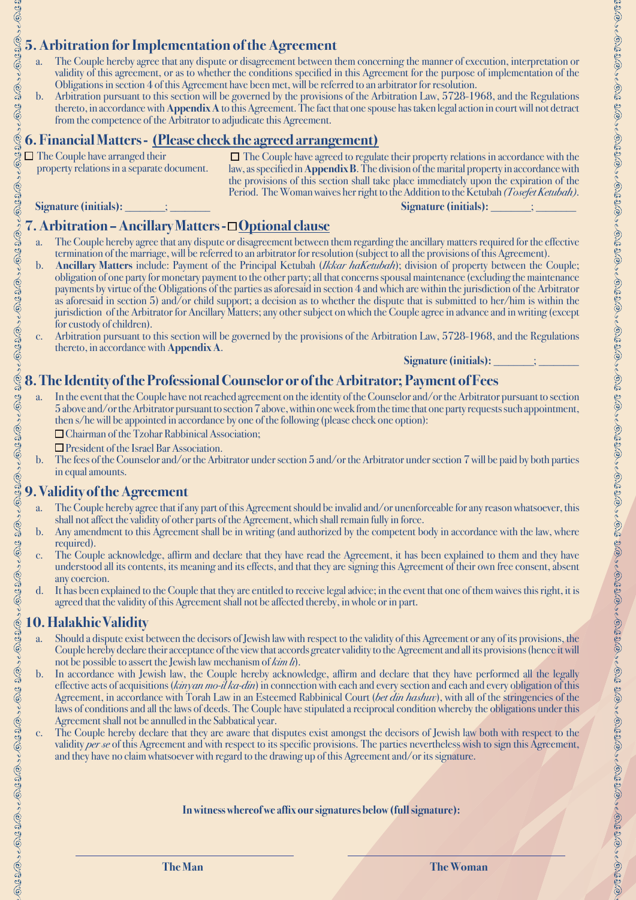## 5. Arbitration for Implementation of the Agreement

a. The Couple hereby agree that any dispute or disagreement between them concerning the manner of execution, interpretation or validity of this agreement, or as to whether the conditions specified in this Agreement for the purpose of implementation of the Obligations in section 4 of this Agreement have been met, will be referred to an arbitrator for resolution.

b. Arbitration pursuant to this section will be governed by the provisions of the Arbitration Law, 5728-1968, and the Regulations thereto, in accordance with **Appendix A** to this Agreement. The fact that one spouse has taken legal action in court will not detract from the competence of the Arbitrator to adjudicate this Agreement.

## 6. Financial Matters - Please check the agreed arrangement

☐ The Couple have arranged their property relations in a separate document.

**Signature (initials):** _______; _______

☐ The Couple have agreed to regulate their property relations in accordance with the law, as specified in **Appendix B**. The division of the marital property in accordance with the provisions of this section shall take place immediately upon the expiration of the Period. The Woman waives her right to the Addition to the Ketubah *(Tosefet Ketubah)*.

**Signature (initials):** _______; _______

## 7. Arbitration – Ancillary Matters - ☐ Optional clause

a. The Couple hereby agree that any dispute or disagreement between them regarding the ancillary matters required for the effective termination of the marriage, will be referred to an arbitrator for resolution (subject to all the provisions of this Agreement).

b. **Ancillary Matters** include: Payment of the Principal Ketubah (*Ikkar haKetubah*); division of property between the Couple; obligation of one party for monetary payment to the other party; all that concerns spousal maintenance (excluding the maintenance payments by virtue of the Obligations of the parties as aforesaid in section 4 and which are within the jurisdiction of the Arbitrator as aforesaid in section 5) and/or child support; a decision as to whether the dispute that is submitted to her/him is within the jurisdiction of the Arbitrator for Ancillary Matters; any other subject on which the Couple agree in advance and in writing (except for custody of children).

c. Arbitration pursuant to this section will be governed by the provisions of the Arbitration Law, 5728-1968, and the Regulations thereto, in accordance with **Appendix A**.

**Signature (initials):** _______; _______

## 8. The Identity of the Professional Counselor or of the Arbitrator; Payment of Fees

a. In the event that the Couple have not reached agreement on the identity of the Counselor and/or the Arbitrator pursuant to section 5 above and/or the Arbitrator pursuant to section 7 above, within one week from the time that one party requests such appointment, then s/he will be appointed in accordance by one of the following (please check one option):

☐ Chairman of the Tzohar Rabbinical Association;

☐ President of the Israel Bar Association.

b. The fees of the Counselor and/or the Arbitrator under section 5 and/or the Arbitrator under section 7 will be paid by both parties in equal amounts.

## 9. Validity of the Agreement

a. The Couple hereby agree that if any part of this Agreement should be invalid and/or unenforceable for any reason whatsoever, this shall not affect the validity of other parts of the Agreement, which shall remain fully in force.

b. Any amendment to this Agreement shall be in writing (and authorized by the competent body in accordance with the law, where required).

c. The Couple acknowledge, affirm and declare that they have read the Agreement, it has been explained to them and they have understood all its contents, its meaning and its effects, and that they are signing this Agreement of their own free consent, absent any coercion.

d. It has been explained to the Couple that they are entitled to receive legal advice; in the event that one of them waives this right, it is agreed that the validity of this Agreement shall not be affected thereby, in whole or in part.

## 10. Halakhic Validity

a. Should a dispute exist between the decisors of Jewish law with respect to the validity of this Agreement or any of its provisions, the Couple hereby declare their acceptance of the view that accords greater validity to the Agreement and all its provisions (hence it will not be possible to assert the Jewish law mechanism of *kim li*).

b. In accordance with Jewish law, the Couple hereby acknowledge, affirm and declare that they have performed all the legally effective acts of acquisitions (*kinyan mo-il ka-din*) in connection with each and every section and each and every obligation of this Agreement, in accordance with Torah Law in an Esteemed Rabbinical Court (*bet din hashuv*), with all of the stringencies of the laws of conditions and all the laws of deeds. The Couple have stipulated a reciprocal condition whereby the obligations under this Agreement shall not be annulled in the Sabbatical year.

c. The Couple hereby declare that they are aware that disputes exist amongst the decisors of Jewish law both with respect to the validity *per se* of this Agreement and with respect to its specific provisions. The parties nevertheless wish to sign this Agreement, and they have no claim whatsoever with regard to the drawing up of this Agreement and/or its signature.

**In witness whereof we affix our signatures below (full signature):**

_______________________________ &nbsp;&nbsp;&nbsp;&nbsp; _______________________________

**The Man** &nbsp;&nbsp;&nbsp;&nbsp; **The Woman**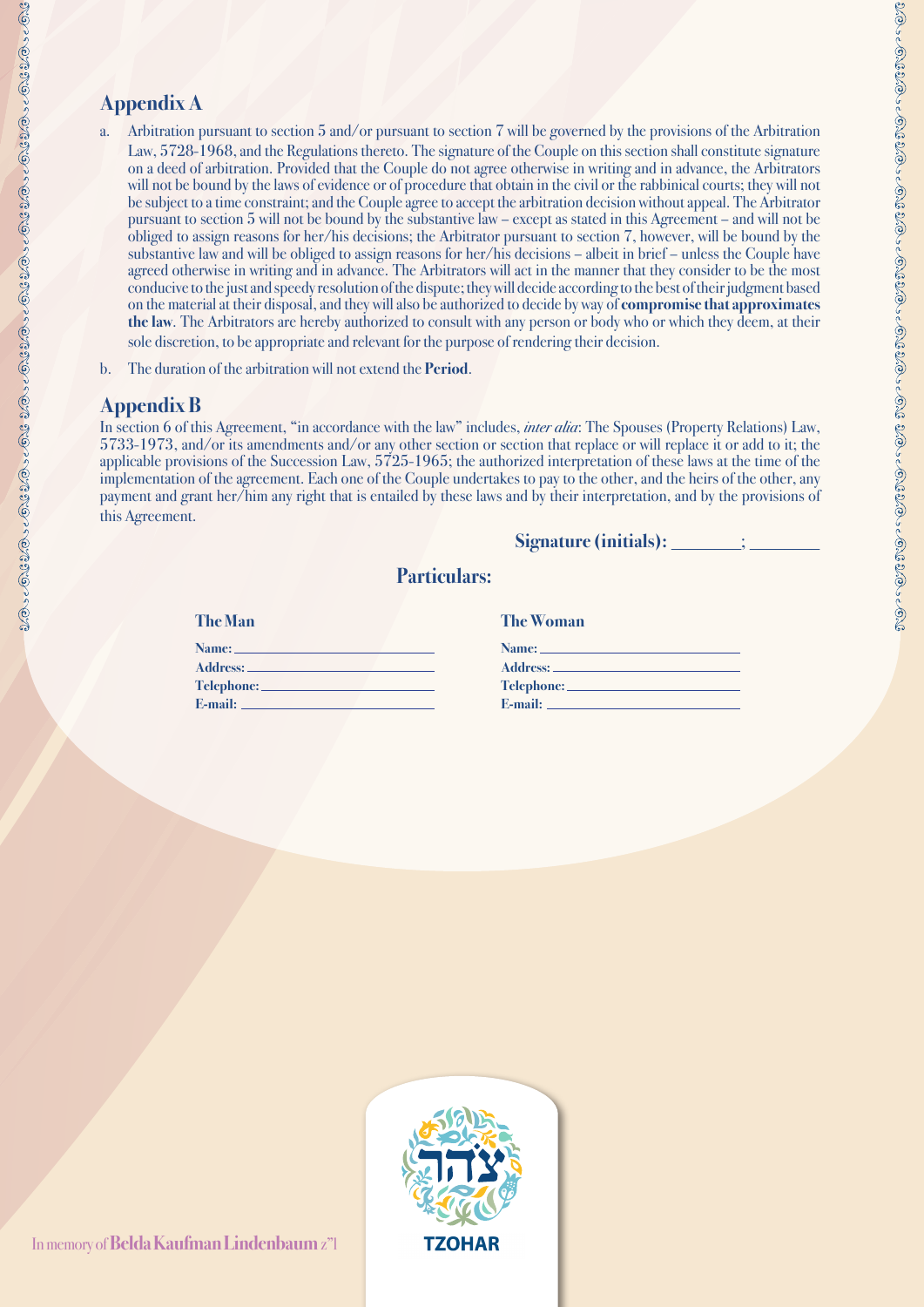## Appendix A

a. Arbitration pursuant to section 5 and/or pursuant to section 7 will be governed by the provisions of the Arbitration Law, 5728-1968, and the Regulations thereto. The signature of the Couple on this section shall constitute signature on a deed of arbitration. Provided that the Couple do not agree otherwise in writing and in advance, the Arbitrators will not be bound by the laws of evidence or of procedure that obtain in the civil or the rabbinical courts; they will not be subject to a time constraint; and the Couple agree to accept the arbitration decision without appeal. The Arbitrator pursuant to section 5 will not be bound by the substantive law – except as stated in this Agreement – and will not be obliged to assign reasons for her/his decisions; the Arbitrator pursuant to section 7, however, will be bound by the substantive law and will be obliged to assign reasons for her/his decisions – albeit in brief – unless the Couple have agreed otherwise in writing and in advance. The Arbitrators will act in the manner that they consider to be the most conducive to the just and speedy resolution of the dispute; they will decide according to the best of their judgment based on the material at their disposal, and they will also be authorized to decide by way of **compromise that approximates the law**. The Arbitrators are hereby authorized to consult with any person or body who or which they deem, at their sole discretion, to be appropriate and relevant for the purpose of rendering their decision.

b. The duration of the arbitration will not extend the **Period**.

## Appendix B

In section 6 of this Agreement, "in accordance with the law" includes, *inter alia*: The Spouses (Property Relations) Law, 5733-1973, and/or its amendments and/or any other section or section that replace or will replace it or add to it; the applicable provisions of the Succession Law, 5725-1965; the authorized interpretation of these laws at the time of the implementation of the agreement. Each one of the Couple undertakes to pay to the other, and the heirs of the other, any payment and grant her/him any right that is entailed by these laws and by their interpretation, and by the provisions of this Agreement.

**Signature (initials):** ________; ________

## Particulars:

**The Man**

**Name:** ____________________
**Address:** ____________________
**Telephone:** ____________________
**E-mail:** ____________________

**The Woman**

**Name:** ____________________
**Address:** ____________________
**Telephone:** ____________________
**E-mail:** ____________________

In memory of **Belda Kaufman Lindenbaum** z"l

צֹהַר
TZOHAR